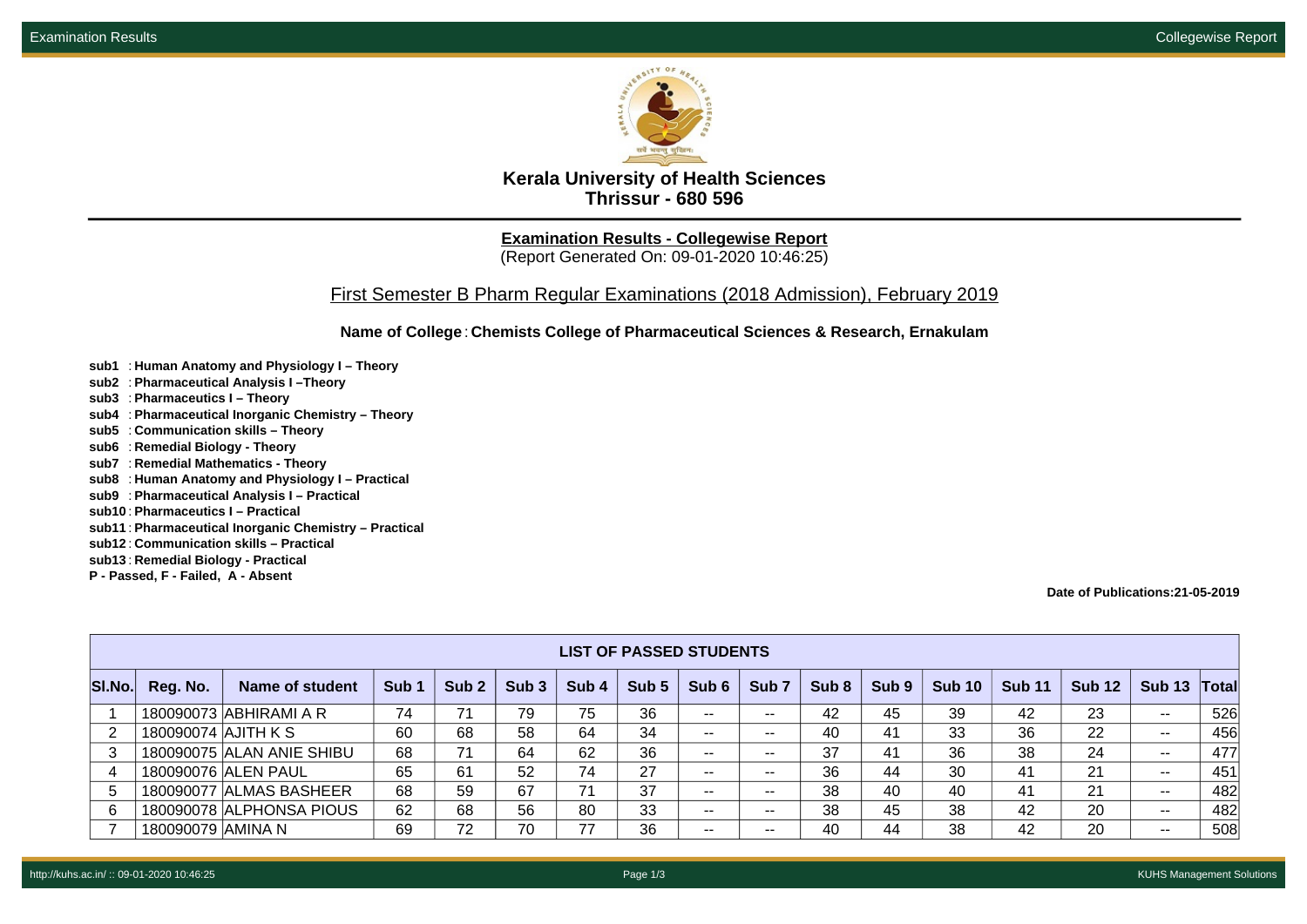# Kerala University of Health Sciences
## Thrissur - 680 596

**Examination Results - Collegewise Report**
(Report Generated On: 09-01-2020 10:46:25)

### First Semester B Pharm Regular Examinations (2018 Admission), February 2019

**Name of College** : **Chemists College of Pharmaceutical Sciences & Research, Ernakulam**

**sub1** : **Human Anatomy and Physiology I – Theory**
**sub2** : **Pharmaceutical Analysis I –Theory**
**sub3** : **Pharmaceutics I – Theory**
**sub4** : **Pharmaceutical Inorganic Chemistry – Theory**
**sub5** : **Communication skills – Theory**
**sub6** : **Remedial Biology - Theory**
**sub7** : **Remedial Mathematics - Theory**
**sub8** : **Human Anatomy and Physiology I – Practical**
**sub9** : **Pharmaceutical Analysis I – Practical**
**sub10** : **Pharmaceutics I – Practical**
**sub11** : **Pharmaceutical Inorganic Chemistry – Practical**
**sub12** : **Communication skills – Practical**
**sub13** : **Remedial Biology - Practical**
**P - Passed, F - Failed, A - Absent**

**Date of Publications:21-05-2019**

**LIST OF PASSED STUDENTS**

| Sl.No. | Reg. No. | Name of student | Sub 1 | Sub 2 | Sub 3 | Sub 4 | Sub 5 | Sub 6 | Sub 7 | Sub 8 | Sub 9 | Sub 10 | Sub 11 | Sub 12 | Sub 13 | Total |
|---|---|---|---|---|---|---|---|---|---|---|---|---|---|---|---|---|
| 1 | 180090073 | ABHIRAMI A R | 74 | 71 | 79 | 75 | 36 | -- | -- | 42 | 45 | 39 | 42 | 23 | -- | 526 |
| 2 | 180090074 | AJITH K S | 60 | 68 | 58 | 64 | 34 | -- | -- | 40 | 41 | 33 | 36 | 22 | -- | 456 |
| 3 | 180090075 | ALAN ANIE SHIBU | 68 | 71 | 64 | 62 | 36 | -- | -- | 37 | 41 | 36 | 38 | 24 | -- | 477 |
| 4 | 180090076 | ALEN PAUL | 65 | 61 | 52 | 74 | 27 | -- | -- | 36 | 44 | 30 | 41 | 21 | -- | 451 |
| 5 | 180090077 | ALMAS BASHEER | 68 | 59 | 67 | 71 | 37 | -- | -- | 38 | 40 | 40 | 41 | 21 | -- | 482 |
| 6 | 180090078 | ALPHONSA PIOUS | 62 | 68 | 56 | 80 | 33 | -- | -- | 38 | 45 | 38 | 42 | 20 | -- | 482 |
| 7 | 180090079 | AMINA N | 69 | 72 | 70 | 77 | 36 | -- | -- | 40 | 44 | 38 | 42 | 20 | -- | 508 |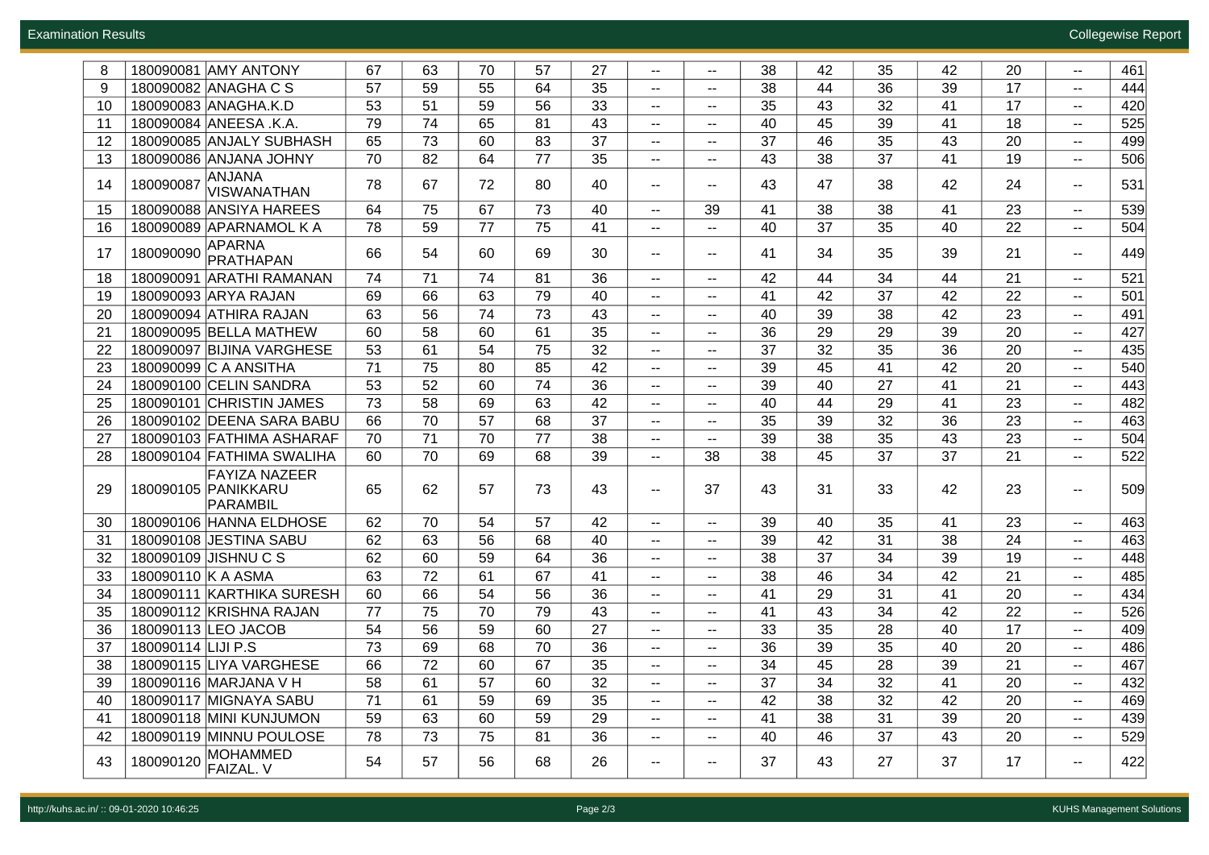| 8 | 180090081 | AMY ANTONY | 67 | 63 | 70 | 57 | 27 | -- | -- | 38 | 42 | 35 | 42 | 20 | -- | 461 |
|---|---|---|---|---|---|---|---|---|---|---|---|---|---|---|---|---|
| 9 | 180090082 | ANAGHA C S | 57 | 59 | 55 | 64 | 35 | -- | -- | 38 | 44 | 36 | 39 | 17 | -- | 444 |
| 10 | 180090083 | ANAGHA.K.D | 53 | 51 | 59 | 56 | 33 | -- | -- | 35 | 43 | 32 | 41 | 17 | -- | 420 |
| 11 | 180090084 | ANEESA .K.A. | 79 | 74 | 65 | 81 | 43 | -- | -- | 40 | 45 | 39 | 41 | 18 | -- | 525 |
| 12 | 180090085 | ANJALY SUBHASH | 65 | 73 | 60 | 83 | 37 | -- | -- | 37 | 46 | 35 | 43 | 20 | -- | 499 |
| 13 | 180090086 | ANJANA JOHNY | 70 | 82 | 64 | 77 | 35 | -- | -- | 43 | 38 | 37 | 41 | 19 | -- | 506 |
| 14 | 180090087 | ANJANA VISWANATHAN | 78 | 67 | 72 | 80 | 40 | -- | -- | 43 | 47 | 38 | 42 | 24 | -- | 531 |
| 15 | 180090088 | ANSIYA HAREES | 64 | 75 | 67 | 73 | 40 | -- | 39 | 41 | 38 | 38 | 41 | 23 | -- | 539 |
| 16 | 180090089 | APARNAMOL K A | 78 | 59 | 77 | 75 | 41 | -- | -- | 40 | 37 | 35 | 40 | 22 | -- | 504 |
| 17 | 180090090 | APARNA PRATHAPAN | 66 | 54 | 60 | 69 | 30 | -- | -- | 41 | 34 | 35 | 39 | 21 | -- | 449 |
| 18 | 180090091 | ARATHI RAMANAN | 74 | 71 | 74 | 81 | 36 | -- | -- | 42 | 44 | 34 | 44 | 21 | -- | 521 |
| 19 | 180090093 | ARYA RAJAN | 69 | 66 | 63 | 79 | 40 | -- | -- | 41 | 42 | 37 | 42 | 22 | -- | 501 |
| 20 | 180090094 | ATHIRA RAJAN | 63 | 56 | 74 | 73 | 43 | -- | -- | 40 | 39 | 38 | 42 | 23 | -- | 491 |
| 21 | 180090095 | BELLA MATHEW | 60 | 58 | 60 | 61 | 35 | -- | -- | 36 | 29 | 29 | 39 | 20 | -- | 427 |
| 22 | 180090097 | BIJINA VARGHESE | 53 | 61 | 54 | 75 | 32 | -- | -- | 37 | 32 | 35 | 36 | 20 | -- | 435 |
| 23 | 180090099 | C A ANSITHA | 71 | 75 | 80 | 85 | 42 | -- | -- | 39 | 45 | 41 | 42 | 20 | -- | 540 |
| 24 | 180090100 | CELIN SANDRA | 53 | 52 | 60 | 74 | 36 | -- | -- | 39 | 40 | 27 | 41 | 21 | -- | 443 |
| 25 | 180090101 | CHRISTIN JAMES | 73 | 58 | 69 | 63 | 42 | -- | -- | 40 | 44 | 29 | 41 | 23 | -- | 482 |
| 26 | 180090102 | DEENA SARA BABU | 66 | 70 | 57 | 68 | 37 | -- | -- | 35 | 39 | 32 | 36 | 23 | -- | 463 |
| 27 | 180090103 | FATHIMA ASHARAF | 70 | 71 | 70 | 77 | 38 | -- | -- | 39 | 38 | 35 | 43 | 23 | -- | 504 |
| 28 | 180090104 | FATHIMA SWALIHA | 60 | 70 | 69 | 68 | 39 | -- | 38 | 38 | 45 | 37 | 37 | 21 | -- | 522 |
| 29 | 180090105 | FAYIZA NAZEER PANIKKARU PARAMBIL | 65 | 62 | 57 | 73 | 43 | -- | 37 | 43 | 31 | 33 | 42 | 23 | -- | 509 |
| 30 | 180090106 | HANNA ELDHOSE | 62 | 70 | 54 | 57 | 42 | -- | -- | 39 | 40 | 35 | 41 | 23 | -- | 463 |
| 31 | 180090108 | JESTINA SABU | 62 | 63 | 56 | 68 | 40 | -- | -- | 39 | 42 | 31 | 38 | 24 | -- | 463 |
| 32 | 180090109 | JISHNU C S | 62 | 60 | 59 | 64 | 36 | -- | -- | 38 | 37 | 34 | 39 | 19 | -- | 448 |
| 33 | 180090110 | K A ASMA | 63 | 72 | 61 | 67 | 41 | -- | -- | 38 | 46 | 34 | 42 | 21 | -- | 485 |
| 34 | 180090111 | KARTHIKA SURESH | 60 | 66 | 54 | 56 | 36 | -- | -- | 41 | 29 | 31 | 41 | 20 | -- | 434 |
| 35 | 180090112 | KRISHNA RAJAN | 77 | 75 | 70 | 79 | 43 | -- | -- | 41 | 43 | 34 | 42 | 22 | -- | 526 |
| 36 | 180090113 | LEO JACOB | 54 | 56 | 59 | 60 | 27 | -- | -- | 33 | 35 | 28 | 40 | 17 | -- | 409 |
| 37 | 180090114 | LIJI P.S | 73 | 69 | 68 | 70 | 36 | -- | -- | 36 | 39 | 35 | 40 | 20 | -- | 486 |
| 38 | 180090115 | LIYA VARGHESE | 66 | 72 | 60 | 67 | 35 | -- | -- | 34 | 45 | 28 | 39 | 21 | -- | 467 |
| 39 | 180090116 | MARJANA V H | 58 | 61 | 57 | 60 | 32 | -- | -- | 37 | 34 | 32 | 41 | 20 | -- | 432 |
| 40 | 180090117 | MIGNAYA SABU | 71 | 61 | 59 | 69 | 35 | -- | -- | 42 | 38 | 32 | 42 | 20 | -- | 469 |
| 41 | 180090118 | MINI KUNJUMON | 59 | 63 | 60 | 59 | 29 | -- | -- | 41 | 38 | 31 | 39 | 20 | -- | 439 |
| 42 | 180090119 | MINNU POULOSE | 78 | 73 | 75 | 81 | 36 | -- | -- | 40 | 46 | 37 | 43 | 20 | -- | 529 |
| 43 | 180090120 | MOHAMMED FAIZAL. V | 54 | 57 | 56 | 68 | 26 | -- | -- | 37 | 43 | 27 | 37 | 17 | -- | 422 |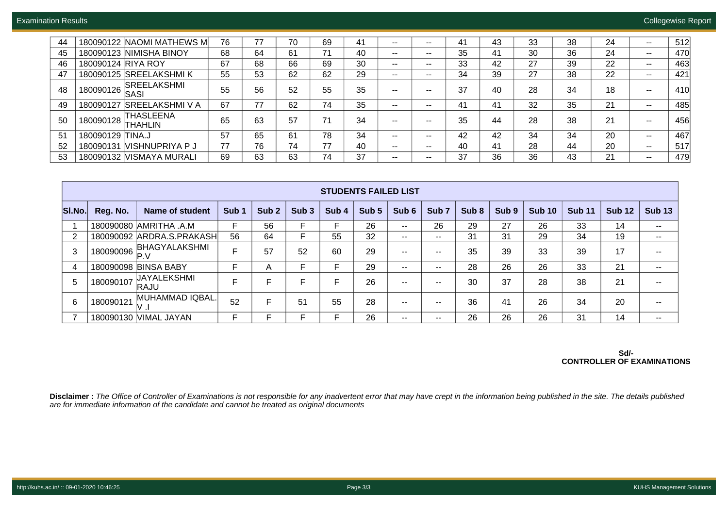| | | | | | | | | | | | | | | | |
|---|---|---|---|---|---|---|---|---|---|---|---|---|---|---|---|
| 44 | 180090122 | NAOMI MATHEWS M | 76 | 77 | 70 | 69 | 41 | -- | -- | 41 | 43 | 33 | 38 | 24 | -- | 512 |
| 45 | 180090123 | NIMISHA BINOY | 68 | 64 | 61 | 71 | 40 | -- | -- | 35 | 41 | 30 | 36 | 24 | -- | 470 |
| 46 | 180090124 | RIYA ROY | 67 | 68 | 66 | 69 | 30 | -- | -- | 33 | 42 | 27 | 39 | 22 | -- | 463 |
| 47 | 180090125 | SREELAKSHMI K | 55 | 53 | 62 | 62 | 29 | -- | -- | 34 | 39 | 27 | 38 | 22 | -- | 421 |
| 48 | 180090126 | SREELAKSHMI SASI | 55 | 56 | 52 | 55 | 35 | -- | -- | 37 | 40 | 28 | 34 | 18 | -- | 410 |
| 49 | 180090127 | SREELAKSHMI V A | 67 | 77 | 62 | 74 | 35 | -- | -- | 41 | 41 | 32 | 35 | 21 | -- | 485 |
| 50 | 180090128 | THASLEENA THAHLIN | 65 | 63 | 57 | 71 | 34 | -- | -- | 35 | 44 | 28 | 38 | 21 | -- | 456 |
| 51 | 180090129 | TINA.J | 57 | 65 | 61 | 78 | 34 | -- | -- | 42 | 42 | 34 | 34 | 20 | -- | 467 |
| 52 | 180090131 | VISHNUPRIYA P J | 77 | 76 | 74 | 77 | 40 | -- | -- | 40 | 41 | 28 | 44 | 20 | -- | 517 |
| 53 | 180090132 | VISMAYA MURALI | 69 | 63 | 63 | 74 | 37 | -- | -- | 37 | 36 | 36 | 43 | 21 | -- | 479 |

**STUDENTS FAILED LIST**

| Sl.No. | Reg. No. | Name of student | Sub 1 | Sub 2 | Sub 3 | Sub 4 | Sub 5 | Sub 6 | Sub 7 | Sub 8 | Sub 9 | Sub 10 | Sub 11 | Sub 12 | Sub 13 |
|---|---|---|---|---|---|---|---|---|---|---|---|---|---|---|---|
| 1 | 180090080 | AMRITHA .A.M | F | 56 | F | F | 26 | -- | 26 | 29 | 27 | 26 | 33 | 14 | -- |
| 2 | 180090092 | ARDRA.S.PRAKASH | 56 | 64 | F | 55 | 32 | -- | -- | 31 | 31 | 29 | 34 | 19 | -- |
| 3 | 180090096 | BHAGYALAKSHMI P.V | F | 57 | 52 | 60 | 29 | -- | -- | 35 | 39 | 33 | 39 | 17 | -- |
| 4 | 180090098 | BINSA BABY | F | A | F | F | 29 | -- | -- | 28 | 26 | 26 | 33 | 21 | -- |
| 5 | 180090107 | JAYALEKSHMI RAJU | F | F | F | F | 26 | -- | -- | 30 | 37 | 28 | 38 | 21 | -- |
| 6 | 180090121 | MUHAMMAD IQBAL. V .I | 52 | F | 51 | 55 | 28 | -- | -- | 36 | 41 | 26 | 34 | 20 | -- |
| 7 | 180090130 | VIMAL JAYAN | F | F | F | F | 26 | -- | -- | 26 | 26 | 26 | 31 | 14 | -- |

**Sd/-**
**CONTROLLER OF EXAMINATIONS**

**Disclaimer :** *The Office of Controller of Examinations is not responsible for any inadvertent error that may have crept in the information being published in the site. The details published are for immediate information of the candidate and cannot be treated as original documents*